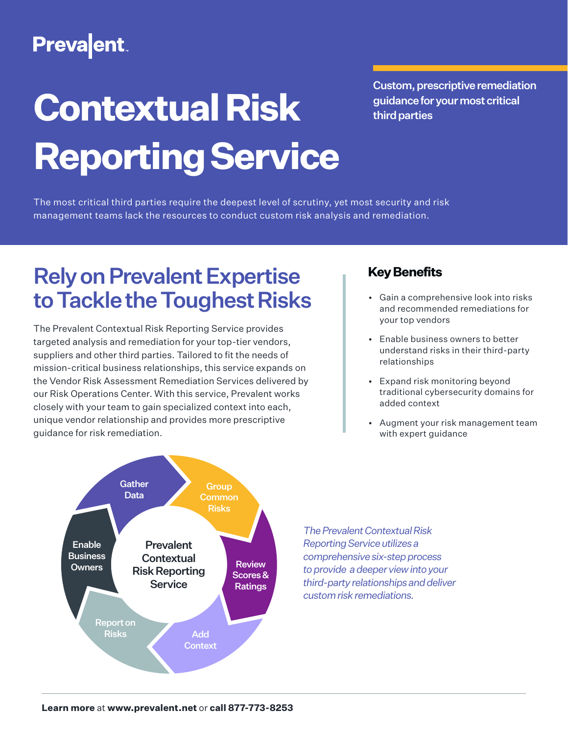Prevalent

# Contextual Risk Reporting Service

**Custom, prescriptive remediation guidance for your most critical third parties**

The most critical third parties require the deepest level of scrutiny, yet most security and risk management teams lack the resources to conduct custom risk analysis and remediation.

## Rely on Prevalent Expertise to Tackle the Toughest Risks

The Prevalent Contextual Risk Reporting Service provides targeted analysis and remediation for your top-tier vendors, suppliers and other third parties. Tailored to fit the needs of mission-critical business relationships, this service expands on the Vendor Risk Assessment Remediation Services delivered by our Risk Operations Center. With this service, Prevalent works closely with your team to gain specialized context into each, unique vendor relationship and provides more prescriptive guidance for risk remediation.

### Key Benefits

- Gain a comprehensive look into risks and recommended remediations for your top vendors
- Enable business owners to better understand risks in their third-party relationships
- Expand risk monitoring beyond traditional cybersecurity domains for added context
- Augment your risk management team with expert guidance

**Prevalent Contextual Risk Reporting Service**

- Gather Data
- Group Common Risks
- Review Scores & Ratings
- Add Context
- Report on Risks
- Enable Business Owners

*The Prevalent Contextual Risk Reporting Service utilizes a comprehensive six-step process to provide a deeper view into your third-party relationships and deliver custom risk remediations.*

**Learn more** at **www.prevalent.net** or **call 877-773-8253**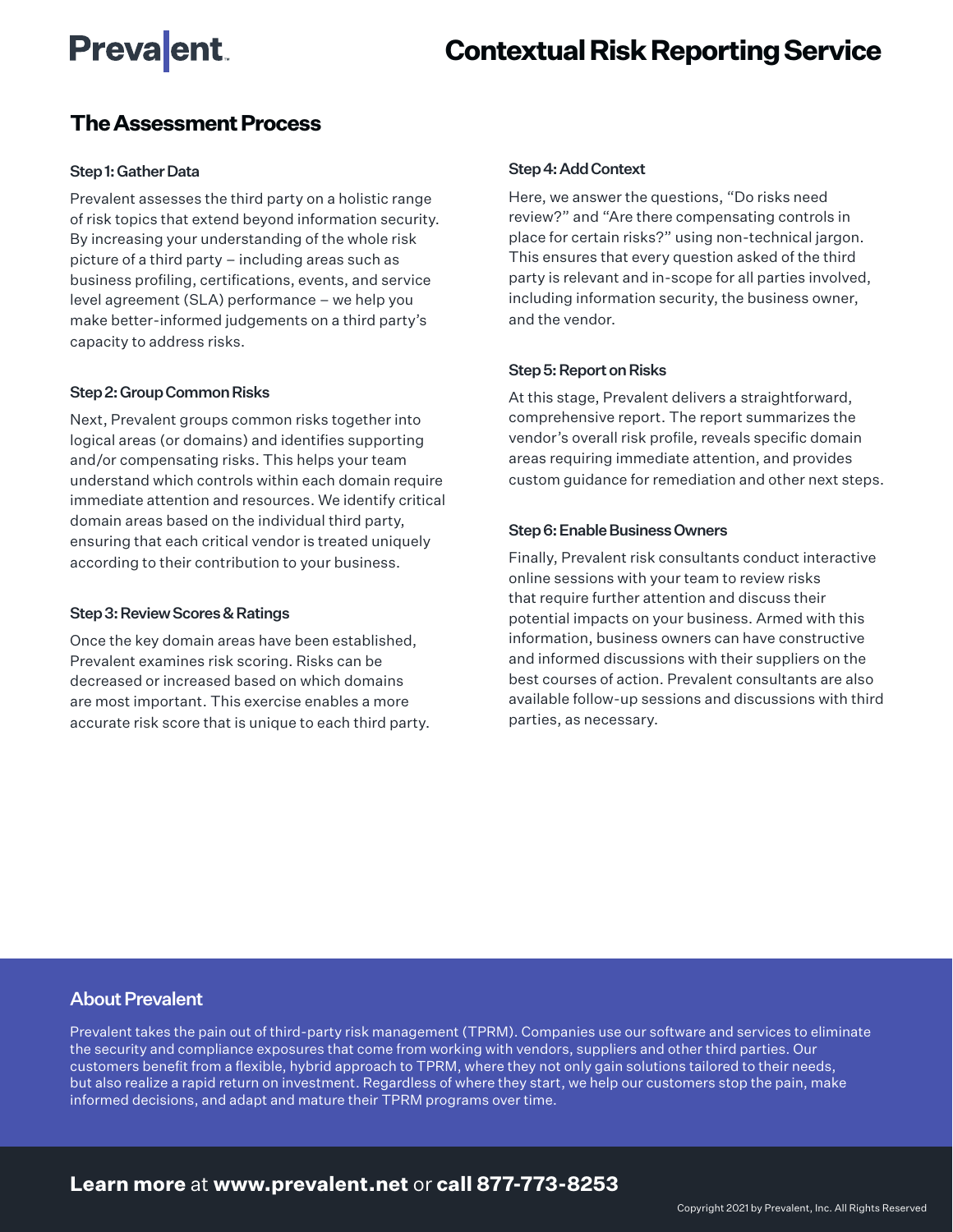# Contextual Risk Reporting Service

## The Assessment Process

### Step 1: Gather Data

Prevalent assesses the third party on a holistic range of risk topics that extend beyond information security. By increasing your understanding of the whole risk picture of a third party – including areas such as business profiling, certifications, events, and service level agreement (SLA) performance – we help you make better-informed judgements on a third party's capacity to address risks.

### Step 2: Group Common Risks

Next, Prevalent groups common risks together into logical areas (or domains) and identifies supporting and/or compensating risks. This helps your team understand which controls within each domain require immediate attention and resources. We identify critical domain areas based on the individual third party, ensuring that each critical vendor is treated uniquely according to their contribution to your business.

### Step 3: Review Scores & Ratings

Once the key domain areas have been established, Prevalent examines risk scoring. Risks can be decreased or increased based on which domains are most important. This exercise enables a more accurate risk score that is unique to each third party.

### Step 4: Add Context

Here, we answer the questions, "Do risks need review?" and "Are there compensating controls in place for certain risks?" using non-technical jargon. This ensures that every question asked of the third party is relevant and in-scope for all parties involved, including information security, the business owner, and the vendor.

### Step 5: Report on Risks

At this stage, Prevalent delivers a straightforward, comprehensive report. The report summarizes the vendor's overall risk profile, reveals specific domain areas requiring immediate attention, and provides custom guidance for remediation and other next steps.

### Step 6: Enable Business Owners

Finally, Prevalent risk consultants conduct interactive online sessions with your team to review risks that require further attention and discuss their potential impacts on your business. Armed with this information, business owners can have constructive and informed discussions with their suppliers on the best courses of action. Prevalent consultants are also available follow-up sessions and discussions with third parties, as necessary.

## About Prevalent

Prevalent takes the pain out of third-party risk management (TPRM). Companies use our software and services to eliminate the security and compliance exposures that come from working with vendors, suppliers and other third parties. Our customers benefit from a flexible, hybrid approach to TPRM, where they not only gain solutions tailored to their needs, but also realize a rapid return on investment. Regardless of where they start, we help our customers stop the pain, make informed decisions, and adapt and mature their TPRM programs over time.

**Learn more** at **www.prevalent.net** or **call 877-773-8253**

Copyright 2021 by Prevalent, Inc. All Rights Reserved